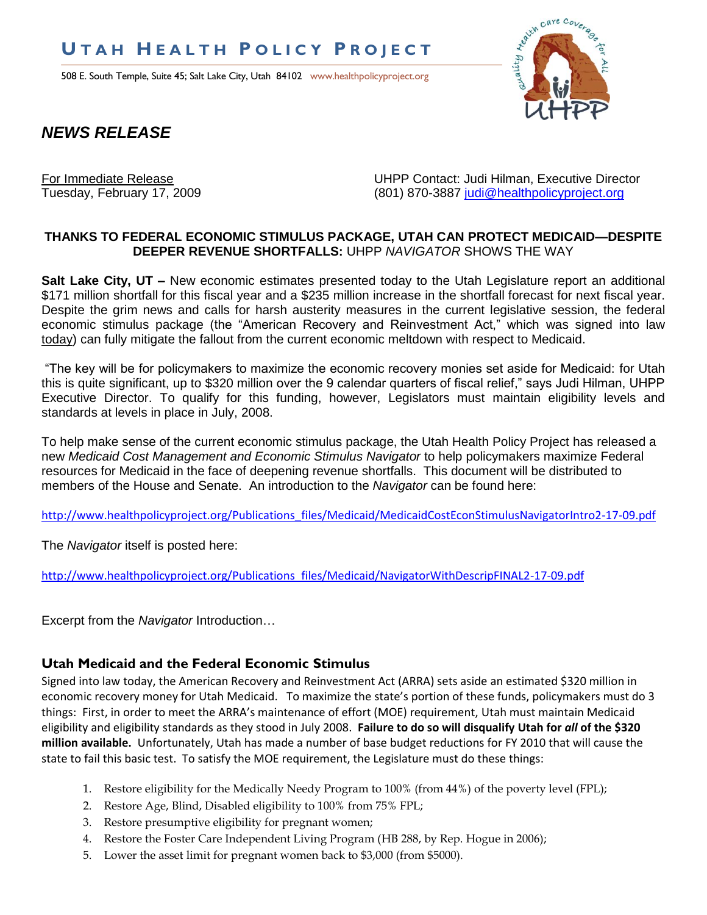# UTAH HEALTH POLICY PROJECT

508 E. South Temple, Suite 45; Salt Lake City, Utah 84102 www.healthpolicyproject.org

## *NEWS RELEASE*

For Immediate Release
Tuesday, February 17, 2009

UHPP Contact: Judi Hilman, Executive Director
(801) 870-3887 judi@healthpolicyproject.org

**THANKS TO FEDERAL ECONOMIC STIMULUS PACKAGE, UTAH CAN PROTECT MEDICAID—DESPITE DEEPER REVENUE SHORTFALLS:** UHPP *NAVIGATOR* SHOWS THE WAY

**Salt Lake City, UT –** New economic estimates presented today to the Utah Legislature report an additional $171 million shortfall for this fiscal year and a $235 million increase in the shortfall forecast for next fiscal year. Despite the grim news and calls for harsh austerity measures in the current legislative session, the federal economic stimulus package (the "American Recovery and Reinvestment Act," which was signed into law today) can fully mitigate the fallout from the current economic meltdown with respect to Medicaid.

"The key will be for policymakers to maximize the economic recovery monies set aside for Medicaid: for Utah this is quite significant, up to $320 million over the 9 calendar quarters of fiscal relief," says Judi Hilman, UHPP Executive Director. To qualify for this funding, however, Legislators must maintain eligibility levels and standards at levels in place in July, 2008.

To help make sense of the current economic stimulus package, the Utah Health Policy Project has released a new *Medicaid Cost Management and Economic Stimulus Navigator* to help policymakers maximize Federal resources for Medicaid in the face of deepening revenue shortfalls. This document will be distributed to members of the House and Senate. An introduction to the *Navigator* can be found here:

http://www.healthpolicyproject.org/Publications_files/Medicaid/MedicaidCostEconStimulusNavigatorIntro2-17-09.pdf

The *Navigator* itself is posted here:

http://www.healthpolicyproject.org/Publications_files/Medicaid/NavigatorWithDescripFINAL2-17-09.pdf

Excerpt from the *Navigator* Introduction…

### Utah Medicaid and the Federal Economic Stimulus

Signed into law today, the American Recovery and Reinvestment Act (ARRA) sets aside an estimated $320 million in economic recovery money for Utah Medicaid. To maximize the state's portion of these funds, policymakers must do 3 things: First, in order to meet the ARRA's maintenance of effort (MOE) requirement, Utah must maintain Medicaid eligibility and eligibility standards as they stood in July 2008. **Failure to do so will disqualify Utah for *all* of the $320 million available.** Unfortunately, Utah has made a number of base budget reductions for FY 2010 that will cause the state to fail this basic test. To satisfy the MOE requirement, the Legislature must do these things:

1. Restore eligibility for the Medically Needy Program to 100% (from 44%) of the poverty level (FPL);
2. Restore Age, Blind, Disabled eligibility to 100% from 75% FPL;
3. Restore presumptive eligibility for pregnant women;
4. Restore the Foster Care Independent Living Program (HB 288, by Rep. Hogue in 2006);
5. Lower the asset limit for pregnant women back to $3,000 (from $5000).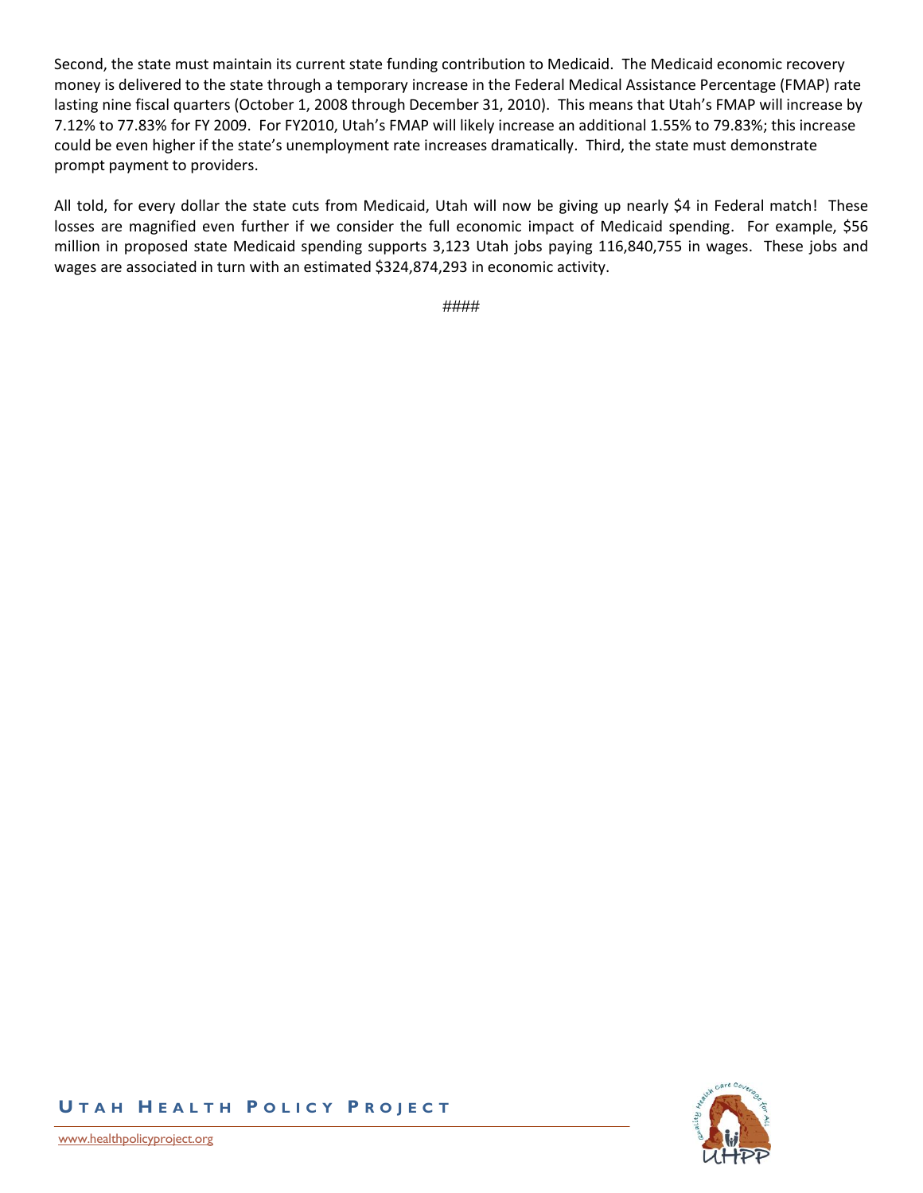Second, the state must maintain its current state funding contribution to Medicaid. The Medicaid economic recovery money is delivered to the state through a temporary increase in the Federal Medical Assistance Percentage (FMAP) rate lasting nine fiscal quarters (October 1, 2008 through December 31, 2010). This means that Utah's FMAP will increase by 7.12% to 77.83% for FY 2009. For FY2010, Utah's FMAP will likely increase an additional 1.55% to 79.83%; this increase could be even higher if the state's unemployment rate increases dramatically. Third, the state must demonstrate prompt payment to providers.

All told, for every dollar the state cuts from Medicaid, Utah will now be giving up nearly $4 in Federal match! These losses are magnified even further if we consider the full economic impact of Medicaid spending. For example, $56 million in proposed state Medicaid spending supports 3,123 Utah jobs paying 116,840,755 in wages. These jobs and wages are associated in turn with an estimated $324,874,293 in economic activity.

####